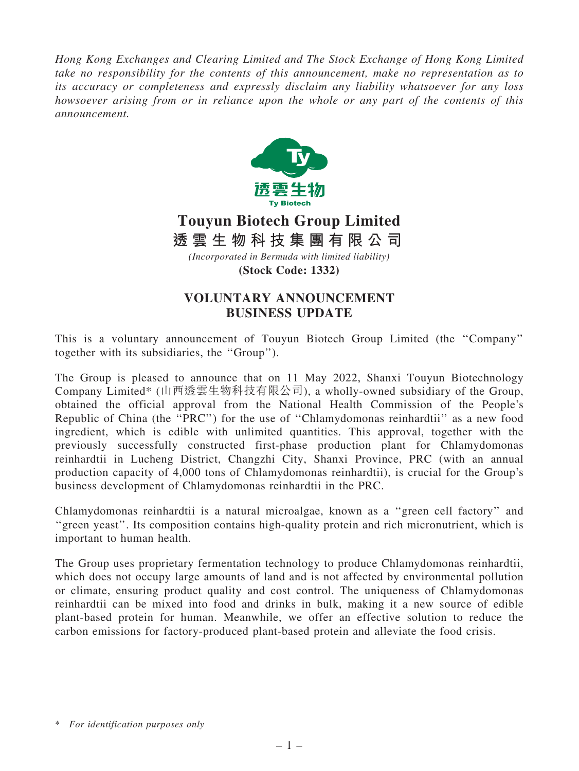*Hong Kong Exchanges and Clearing Limited and The Stock Exchange of Hong Kong Limited take no responsibility for the contents of this announcement, make no representation as to its accuracy or completeness and expressly disclaim any liability whatsoever for any loss howsoever arising from or in reliance upon the whole or any part of the contents of this announcement.*

# Touyun Biotech Group Limited

# 透雲生物科技集團有限公司

*(Incorporated in Bermuda with limited liability)*

**(Stock Code: 1332)**

## VOLUNTARY ANNOUNCEMENT
## BUSINESS UPDATE

This is a voluntary announcement of Touyun Biotech Group Limited (the ''Company'' together with its subsidiaries, the ''Group'').

The Group is pleased to announce that on 11 May 2022, Shanxi Touyun Biotechnology Company Limited* (山西透雲生物科技有限公司), a wholly-owned subsidiary of the Group, obtained the official approval from the National Health Commission of the People's Republic of China (the ''PRC'') for the use of ''Chlamydomonas reinhardtii'' as a new food ingredient, which is edible with unlimited quantities. This approval, together with the previously successfully constructed first-phase production plant for Chlamydomonas reinhardtii in Lucheng District, Changzhi City, Shanxi Province, PRC (with an annual production capacity of 4,000 tons of Chlamydomonas reinhardtii), is crucial for the Group's business development of Chlamydomonas reinhardtii in the PRC.

Chlamydomonas reinhardtii is a natural microalgae, known as a ''green cell factory'' and ''green yeast''. Its composition contains high-quality protein and rich micronutrient, which is important to human health.

The Group uses proprietary fermentation technology to produce Chlamydomonas reinhardtii, which does not occupy large amounts of land and is not affected by environmental pollution or climate, ensuring product quality and cost control. The uniqueness of Chlamydomonas reinhardtii can be mixed into food and drinks in bulk, making it a new source of edible plant-based protein for human. Meanwhile, we offer an effective solution to reduce the carbon emissions for factory-produced plant-based protein and alleviate the food crisis.

\* *For identification purposes only*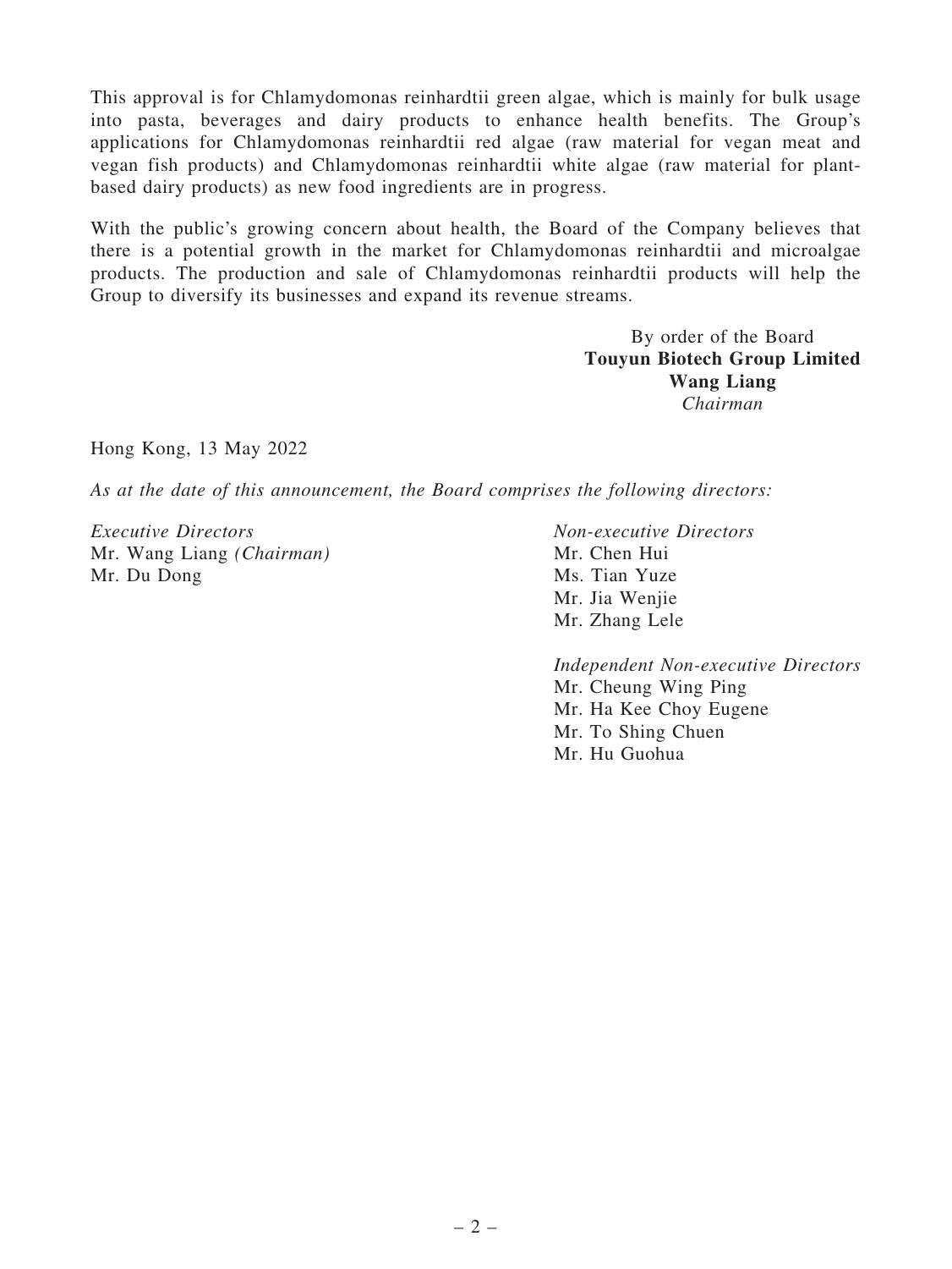This approval is for Chlamydomonas reinhardtii green algae, which is mainly for bulk usage into pasta, beverages and dairy products to enhance health benefits. The Group's applications for Chlamydomonas reinhardtii red algae (raw material for vegan meat and vegan fish products) and Chlamydomonas reinhardtii white algae (raw material for plant-based dairy products) as new food ingredients are in progress.

With the public's growing concern about health, the Board of the Company believes that there is a potential growth in the market for Chlamydomonas reinhardtii and microalgae products. The production and sale of Chlamydomonas reinhardtii products will help the Group to diversify its businesses and expand its revenue streams.

By order of the Board
**Touyun Biotech Group Limited**
**Wang Liang**
*Chairman*

Hong Kong, 13 May 2022

*As at the date of this announcement, the Board comprises the following directors:*

*Executive Directors*
Mr. Wang Liang *(Chairman)*
Mr. Du Dong

*Non-executive Directors*
Mr. Chen Hui
Ms. Tian Yuze
Mr. Jia Wenjie
Mr. Zhang Lele

*Independent Non-executive Directors*
Mr. Cheung Wing Ping
Mr. Ha Kee Choy Eugene
Mr. To Shing Chuen
Mr. Hu Guohua